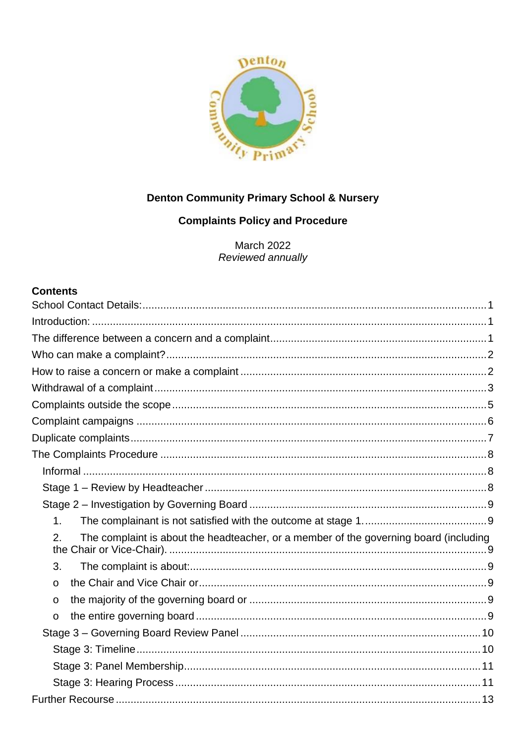**Denton Community Primary School & Nursery**

**Complaints Policy and Procedure**

March 2022
*Reviewed annually*

**Contents**

School Contact Details: 1
Introduction: 1
The difference between a concern and a complaint 1
Who can make a complaint? 2
How to raise a concern or make a complaint 2
Withdrawal of a complaint 3
Complaints outside the scope 5
Complaint campaigns 6
Duplicate complaints 7
The Complaints Procedure 8
- Informal 8
- Stage 1 – Review by Headteacher 8
- Stage 2 – Investigation by Governing Board 9
  1. The complainant is not satisfied with the outcome at stage 1. 9
  2. The complaint is about the headteacher, or a member of the governing board (including the Chair or Vice-Chair). 9
  3. The complaint is about: 9
  - o the Chair and Vice Chair or 9
  - o the majority of the governing board or 9
  - o the entire governing board 9
- Stage 3 – Governing Board Review Panel 10
  - Stage 3: Timeline 10
  - Stage 3: Panel Membership 11
  - Stage 3: Hearing Process 11

Further Recourse 13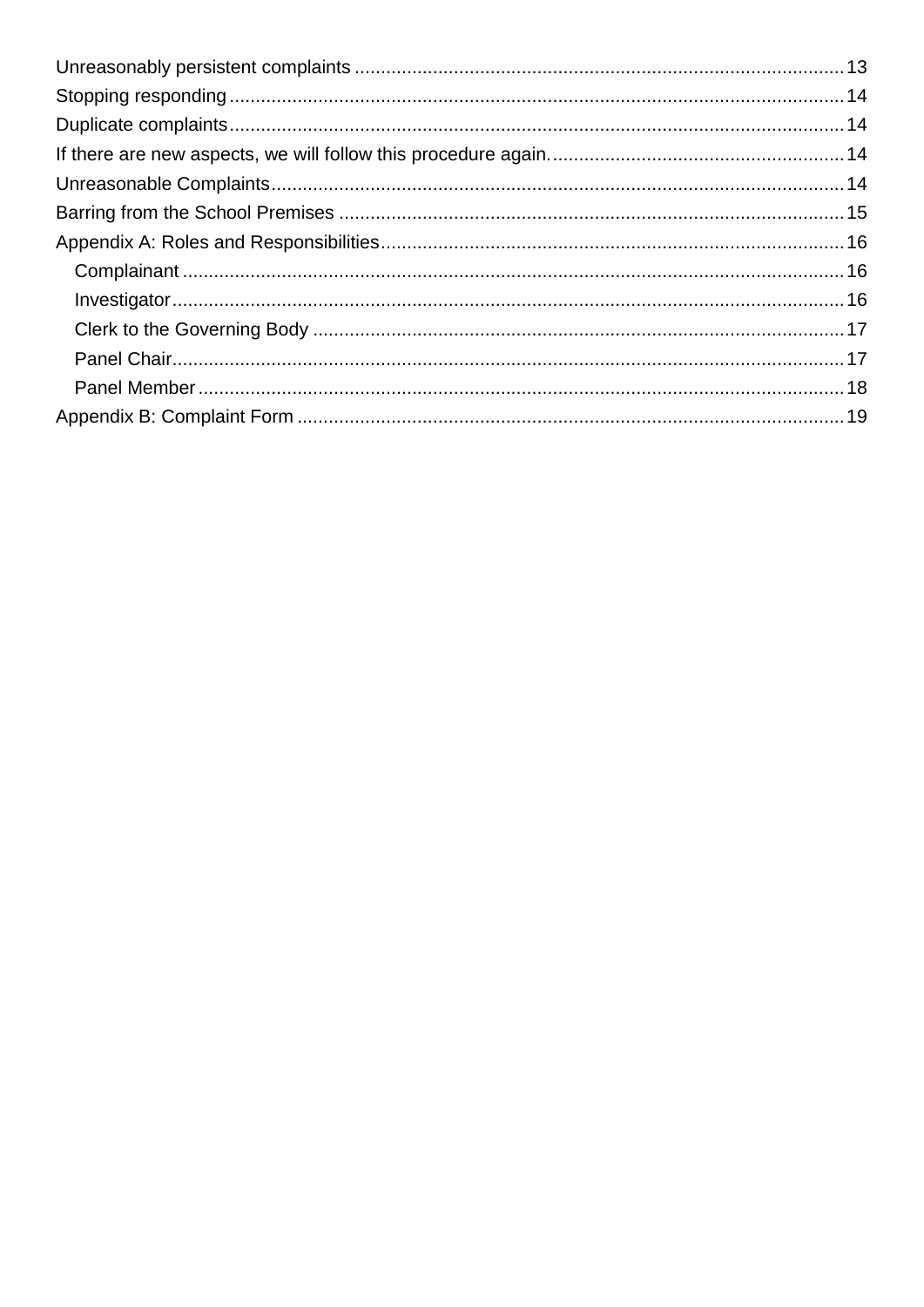Unreasonably persistent complaints ............................................................................................. 13
Stopping responding ..................................................................................................................... 14
Duplicate complaints ..................................................................................................................... 14
If there are new aspects, we will follow this procedure again. ....................................................... 14
Unreasonable Complaints ............................................................................................................. 14
Barring from the School Premises ................................................................................................ 15
Appendix A: Roles and Responsibilities ........................................................................................ 16
    Complainant .............................................................................................................................. 16
    Investigator ................................................................................................................................ 16
    Clerk to the Governing Body ..................................................................................................... 17
    Panel Chair ................................................................................................................................ 17
    Panel Member ........................................................................................................................... 18
Appendix B: Complaint Form ........................................................................................................ 19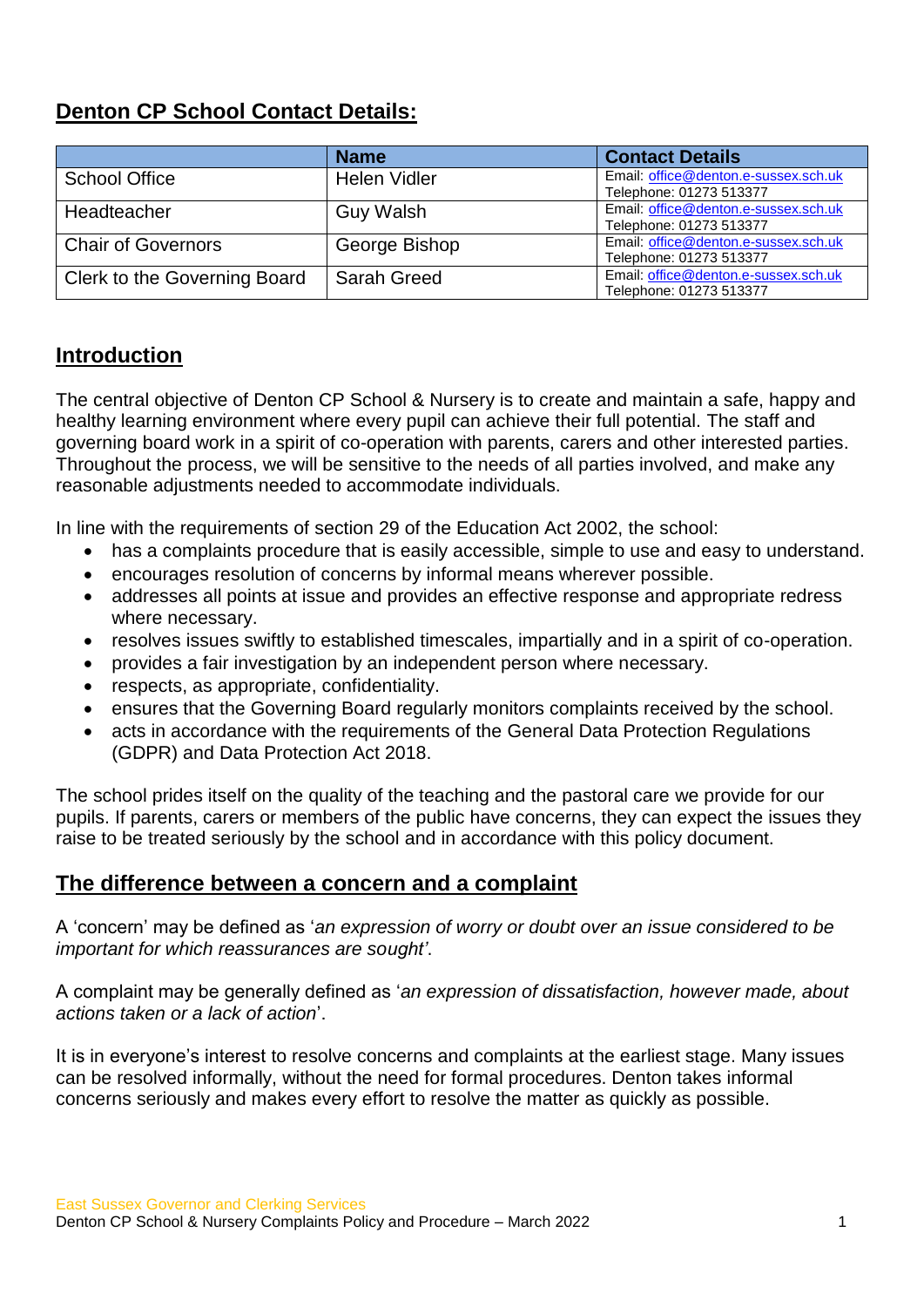## Denton CP School Contact Details:

| | Name | Contact Details |
|---|---|---|
| School Office | Helen Vidler | Email: office@denton.e-sussex.sch.uk<br>Telephone: 01273 513377 |
| Headteacher | Guy Walsh | Email: office@denton.e-sussex.sch.uk<br>Telephone: 01273 513377 |
| Chair of Governors | George Bishop | Email: office@denton.e-sussex.sch.uk<br>Telephone: 01273 513377 |
| Clerk to the Governing Board | Sarah Greed | Email: office@denton.e-sussex.sch.uk<br>Telephone: 01273 513377 |

## Introduction

The central objective of Denton CP School & Nursery is to create and maintain a safe, happy and healthy learning environment where every pupil can achieve their full potential. The staff and governing board work in a spirit of co-operation with parents, carers and other interested parties. Throughout the process, we will be sensitive to the needs of all parties involved, and make any reasonable adjustments needed to accommodate individuals.

In line with the requirements of section 29 of the Education Act 2002, the school:

- has a complaints procedure that is easily accessible, simple to use and easy to understand.
- encourages resolution of concerns by informal means wherever possible.
- addresses all points at issue and provides an effective response and appropriate redress where necessary.
- resolves issues swiftly to established timescales, impartially and in a spirit of co-operation.
- provides a fair investigation by an independent person where necessary.
- respects, as appropriate, confidentiality.
- ensures that the Governing Board regularly monitors complaints received by the school.
- acts in accordance with the requirements of the General Data Protection Regulations (GDPR) and Data Protection Act 2018.

The school prides itself on the quality of the teaching and the pastoral care we provide for our pupils. If parents, carers or members of the public have concerns, they can expect the issues they raise to be treated seriously by the school and in accordance with this policy document.

## The difference between a concern and a complaint

A 'concern' may be defined as '*an expression of worry or doubt over an issue considered to be important for which reassurances are sought'*.

A complaint may be generally defined as '*an expression of dissatisfaction, however made, about actions taken or a lack of action*'.

It is in everyone's interest to resolve concerns and complaints at the earliest stage. Many issues can be resolved informally, without the need for formal procedures. Denton takes informal concerns seriously and makes every effort to resolve the matter as quickly as possible.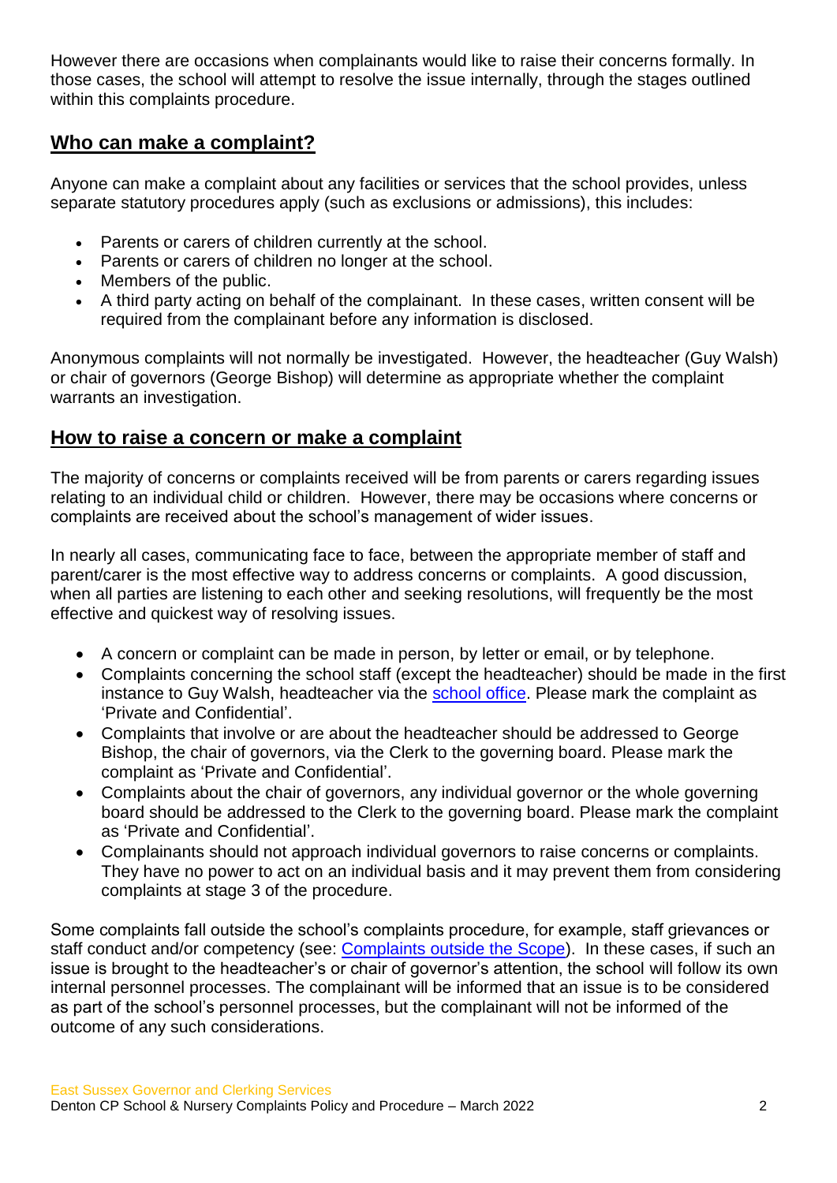However there are occasions when complainants would like to raise their concerns formally. In those cases, the school will attempt to resolve the issue internally, through the stages outlined within this complaints procedure.

## Who can make a complaint?

Anyone can make a complaint about any facilities or services that the school provides, unless separate statutory procedures apply (such as exclusions or admissions), this includes:

- Parents or carers of children currently at the school.
- Parents or carers of children no longer at the school.
- Members of the public.
- A third party acting on behalf of the complainant. In these cases, written consent will be required from the complainant before any information is disclosed.

Anonymous complaints will not normally be investigated. However, the headteacher (Guy Walsh) or chair of governors (George Bishop) will determine as appropriate whether the complaint warrants an investigation.

## How to raise a concern or make a complaint

The majority of concerns or complaints received will be from parents or carers regarding issues relating to an individual child or children. However, there may be occasions where concerns or complaints are received about the school's management of wider issues.

In nearly all cases, communicating face to face, between the appropriate member of staff and parent/carer is the most effective way to address concerns or complaints. A good discussion, when all parties are listening to each other and seeking resolutions, will frequently be the most effective and quickest way of resolving issues.

- A concern or complaint can be made in person, by letter or email, or by telephone.
- Complaints concerning the school staff (except the headteacher) should be made in the first instance to Guy Walsh, headteacher via the school office. Please mark the complaint as 'Private and Confidential'.
- Complaints that involve or are about the headteacher should be addressed to George Bishop, the chair of governors, via the Clerk to the governing board. Please mark the complaint as 'Private and Confidential'.
- Complaints about the chair of governors, any individual governor or the whole governing board should be addressed to the Clerk to the governing board. Please mark the complaint as 'Private and Confidential'.
- Complainants should not approach individual governors to raise concerns or complaints. They have no power to act on an individual basis and it may prevent them from considering complaints at stage 3 of the procedure.

Some complaints fall outside the school's complaints procedure, for example, staff grievances or staff conduct and/or competency (see: Complaints outside the Scope). In these cases, if such an issue is brought to the headteacher's or chair of governor's attention, the school will follow its own internal personnel processes. The complainant will be informed that an issue is to be considered as part of the school's personnel processes, but the complainant will not be informed of the outcome of any such considerations.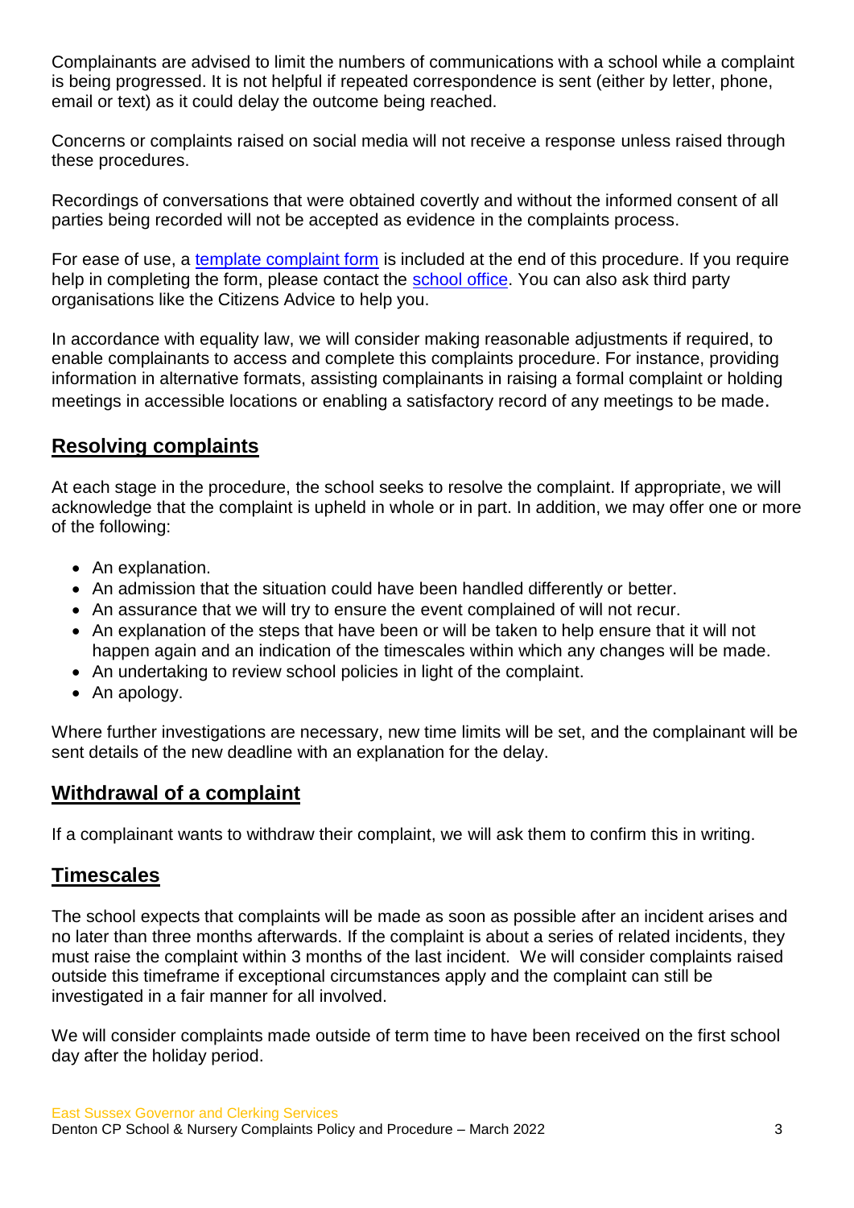Complainants are advised to limit the numbers of communications with a school while a complaint is being progressed. It is not helpful if repeated correspondence is sent (either by letter, phone, email or text) as it could delay the outcome being reached.

Concerns or complaints raised on social media will not receive a response unless raised through these procedures.

Recordings of conversations that were obtained covertly and without the informed consent of all parties being recorded will not be accepted as evidence in the complaints process.

For ease of use, a template complaint form is included at the end of this procedure. If you require help in completing the form, please contact the school office. You can also ask third party organisations like the Citizens Advice to help you.

In accordance with equality law, we will consider making reasonable adjustments if required, to enable complainants to access and complete this complaints procedure. For instance, providing information in alternative formats, assisting complainants in raising a formal complaint or holding meetings in accessible locations or enabling a satisfactory record of any meetings to be made.

## Resolving complaints

At each stage in the procedure, the school seeks to resolve the complaint. If appropriate, we will acknowledge that the complaint is upheld in whole or in part. In addition, we may offer one or more of the following:

- An explanation.
- An admission that the situation could have been handled differently or better.
- An assurance that we will try to ensure the event complained of will not recur.
- An explanation of the steps that have been or will be taken to help ensure that it will not happen again and an indication of the timescales within which any changes will be made.
- An undertaking to review school policies in light of the complaint.
- An apology.

Where further investigations are necessary, new time limits will be set, and the complainant will be sent details of the new deadline with an explanation for the delay.

## Withdrawal of a complaint

If a complainant wants to withdraw their complaint, we will ask them to confirm this in writing.

## Timescales

The school expects that complaints will be made as soon as possible after an incident arises and no later than three months afterwards. If the complaint is about a series of related incidents, they must raise the complaint within 3 months of the last incident. We will consider complaints raised outside this timeframe if exceptional circumstances apply and the complaint can still be investigated in a fair manner for all involved.

We will consider complaints made outside of term time to have been received on the first school day after the holiday period.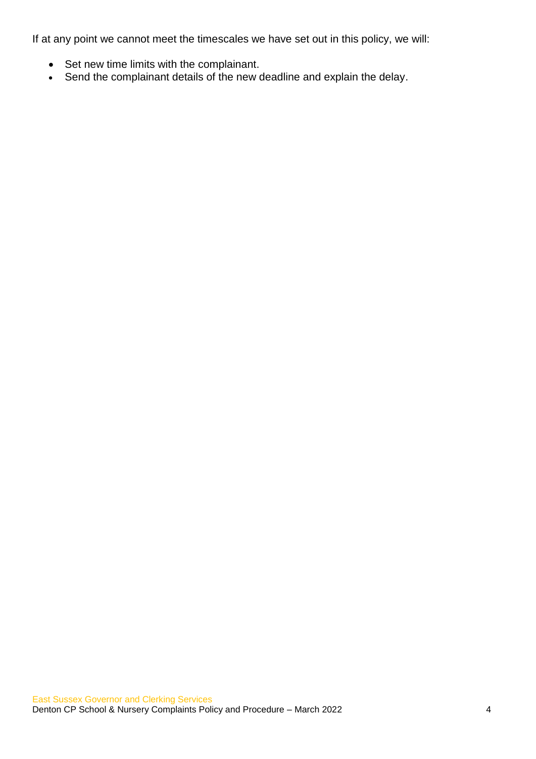If at any point we cannot meet the timescales we have set out in this policy, we will:

- Set new time limits with the complainant.
- Send the complainant details of the new deadline and explain the delay.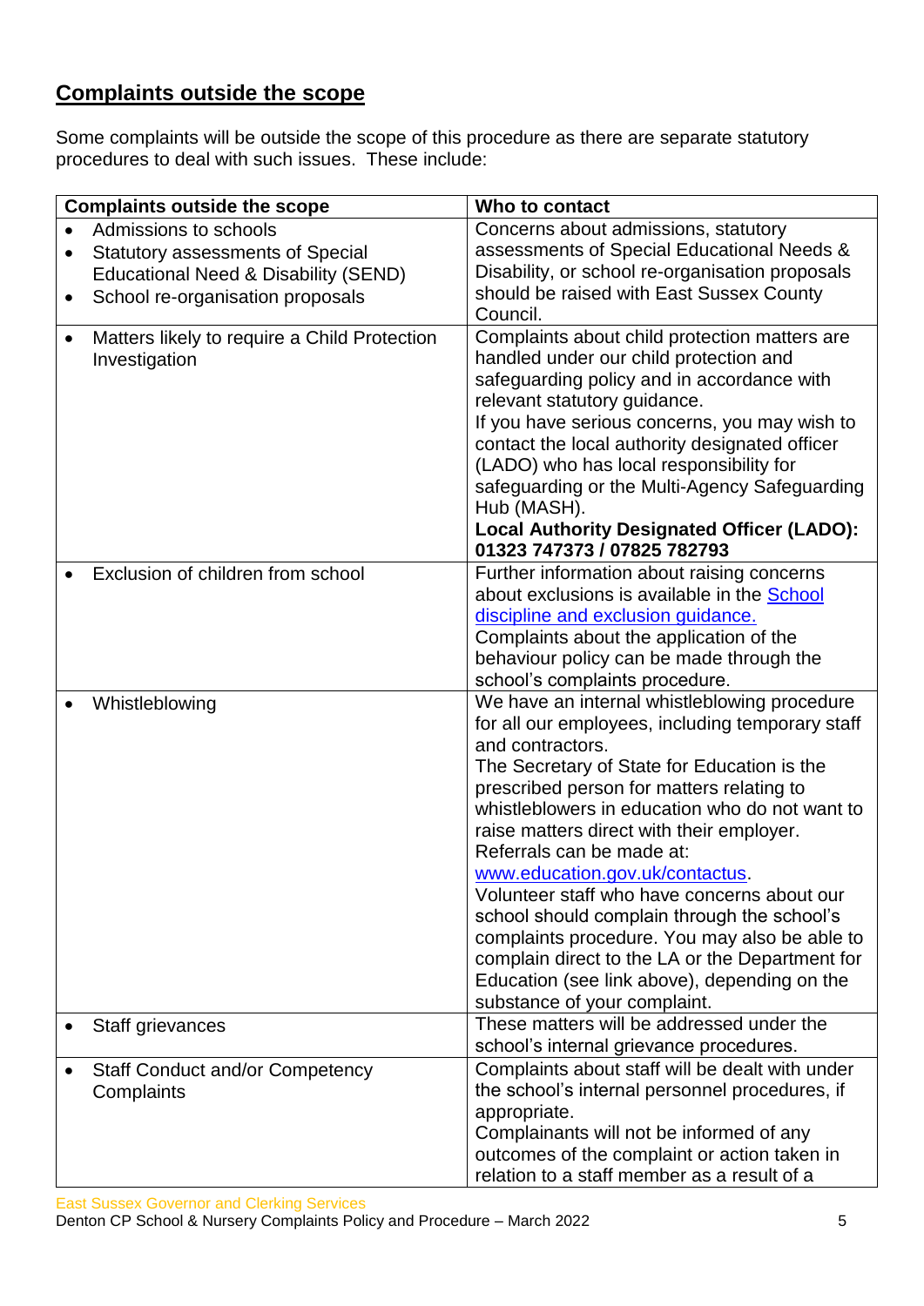## **Complaints outside the scope**

Some complaints will be outside the scope of this procedure as there are separate statutory procedures to deal with such issues. These include:

| Complaints outside the scope | Who to contact |
|---|---|
| • Admissions to schools<br>• Statutory assessments of Special Educational Need & Disability (SEND)<br>• School re-organisation proposals | Concerns about admissions, statutory assessments of Special Educational Needs & Disability, or school re-organisation proposals should be raised with East Sussex County Council. |
| • Matters likely to require a Child Protection Investigation | Complaints about child protection matters are handled under our child protection and safeguarding policy and in accordance with relevant statutory guidance.<br>If you have serious concerns, you may wish to contact the local authority designated officer (LADO) who has local responsibility for safeguarding or the Multi-Agency Safeguarding Hub (MASH).<br>**Local Authority Designated Officer (LADO): 01323 747373 / 07825 782793** |
| • Exclusion of children from school | Further information about raising concerns about exclusions is available in the School discipline and exclusion guidance.<br>Complaints about the application of the behaviour policy can be made through the school's complaints procedure. |
| • Whistleblowing | We have an internal whistleblowing procedure for all our employees, including temporary staff and contractors.<br>The Secretary of State for Education is the prescribed person for matters relating to whistleblowers in education who do not want to raise matters direct with their employer. Referrals can be made at: www.education.gov.uk/contactus.<br>Volunteer staff who have concerns about our school should complain through the school's complaints procedure. You may also be able to complain direct to the LA or the Department for Education (see link above), depending on the substance of your complaint. |
| • Staff grievances | These matters will be addressed under the school's internal grievance procedures. |
| • Staff Conduct and/or Competency Complaints | Complaints about staff will be dealt with under the school's internal personnel procedures, if appropriate.<br>Complainants will not be informed of any outcomes of the complaint or action taken in relation to a staff member as a result of a |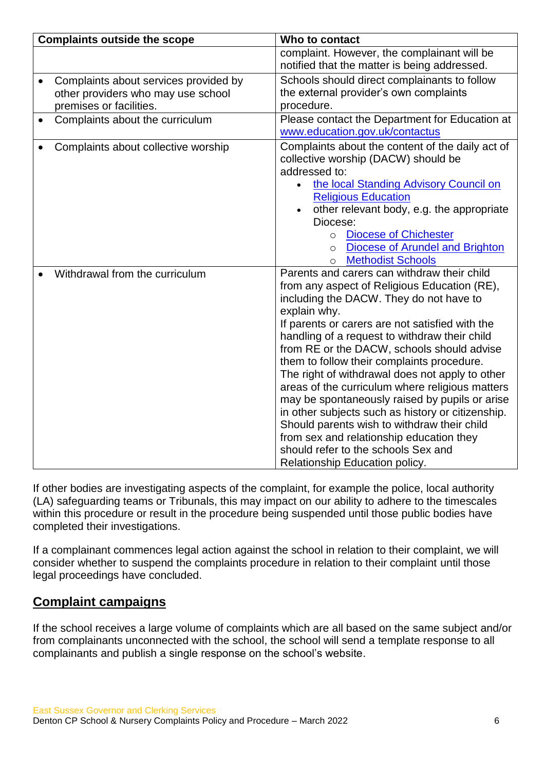| Complaints outside the scope | Who to contact |
|---|---|
| | complaint. However, the complainant will be notified that the matter is being addressed. |
| • Complaints about services provided by other providers who may use school premises or facilities. | Schools should direct complainants to follow the external provider's own complaints procedure. |
| • Complaints about the curriculum | Please contact the Department for Education at www.education.gov.uk/contactus |
| • Complaints about collective worship | Complaints about the content of the daily act of collective worship (DACW) should be addressed to: <br>• the local Standing Advisory Council on Religious Education <br>• other relevant body, e.g. the appropriate Diocese: <br>○ Diocese of Chichester <br>○ Diocese of Arundel and Brighton <br>○ Methodist Schools |
| • Withdrawal from the curriculum | Parents and carers can withdraw their child from any aspect of Religious Education (RE), including the DACW. They do not have to explain why. <br>If parents or carers are not satisfied with the handling of a request to withdraw their child from RE or the DACW, schools should advise them to follow their complaints procedure. <br>The right of withdrawal does not apply to other areas of the curriculum where religious matters may be spontaneously raised by pupils or arise in other subjects such as history or citizenship. <br>Should parents wish to withdraw their child from sex and relationship education they should refer to the schools Sex and Relationship Education policy. |

If other bodies are investigating aspects of the complaint, for example the police, local authority (LA) safeguarding teams or Tribunals, this may impact on our ability to adhere to the timescales within this procedure or result in the procedure being suspended until those public bodies have completed their investigations.

If a complainant commences legal action against the school in relation to their complaint, we will consider whether to suspend the complaints procedure in relation to their complaint until those legal proceedings have concluded.

## Complaint campaigns

If the school receives a large volume of complaints which are all based on the same subject and/or from complainants unconnected with the school, the school will send a template response to all complainants and publish a single response on the school's website.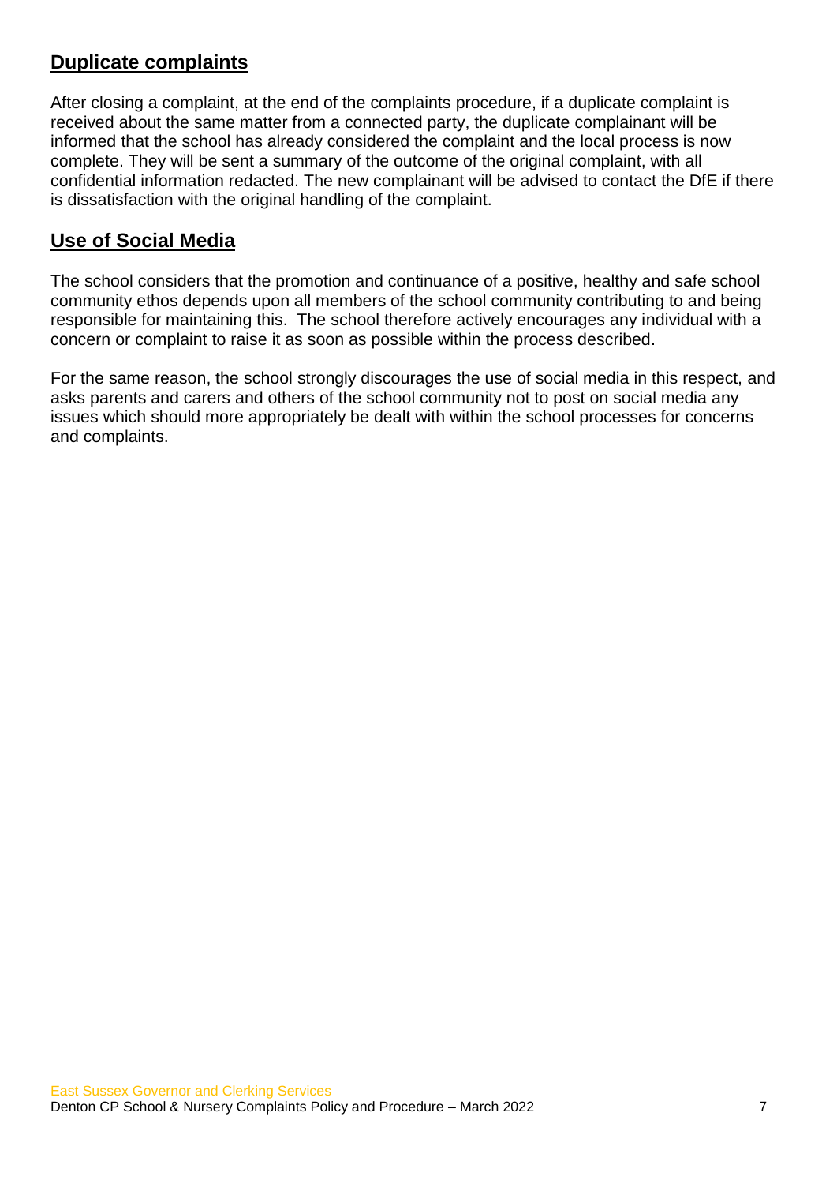## Duplicate complaints

After closing a complaint, at the end of the complaints procedure, if a duplicate complaint is received about the same matter from a connected party, the duplicate complainant will be informed that the school has already considered the complaint and the local process is now complete. They will be sent a summary of the outcome of the original complaint, with all confidential information redacted. The new complainant will be advised to contact the DfE if there is dissatisfaction with the original handling of the complaint.

## Use of Social Media

The school considers that the promotion and continuance of a positive, healthy and safe school community ethos depends upon all members of the school community contributing to and being responsible for maintaining this. The school therefore actively encourages any individual with a concern or complaint to raise it as soon as possible within the process described.

For the same reason, the school strongly discourages the use of social media in this respect, and asks parents and carers and others of the school community not to post on social media any issues which should more appropriately be dealt with within the school processes for concerns and complaints.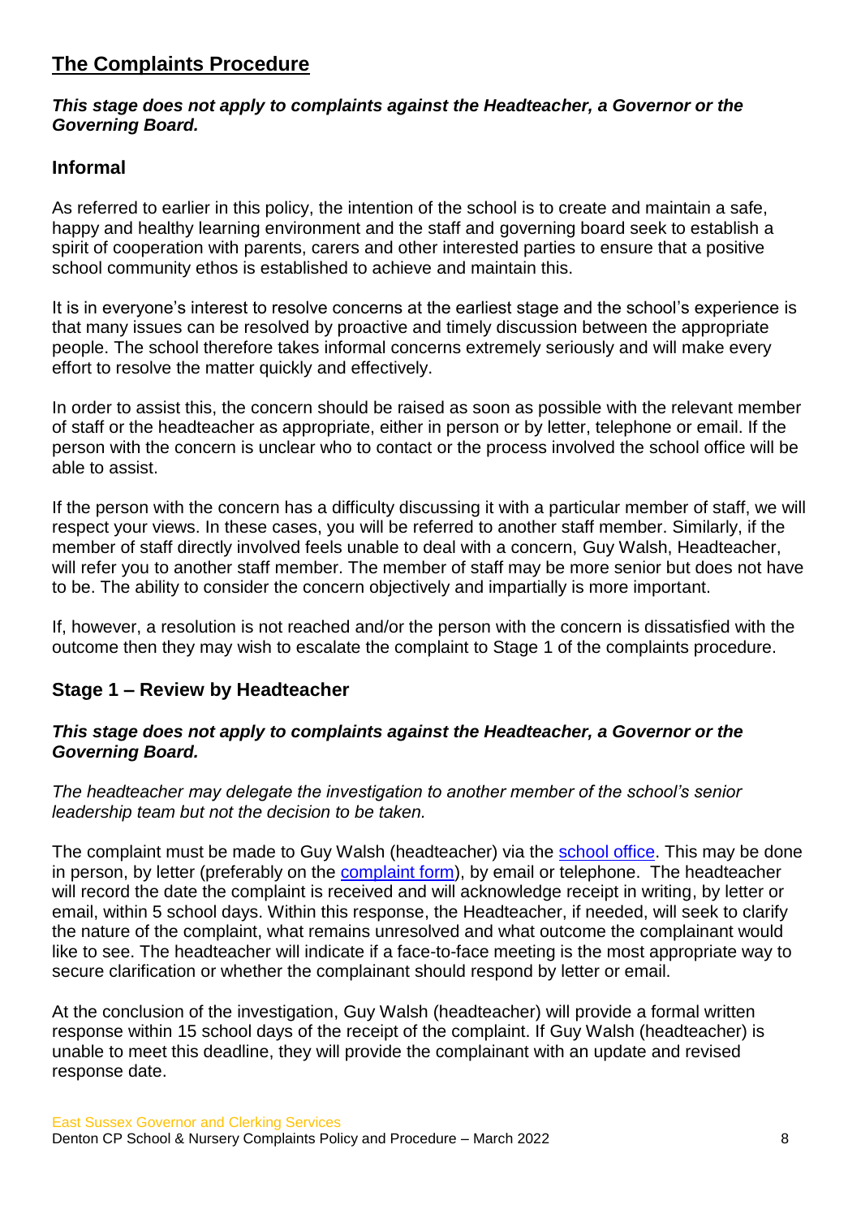## The Complaints Procedure

***This stage does not apply to complaints against the Headteacher, a Governor or the Governing Board.***

### Informal

As referred to earlier in this policy, the intention of the school is to create and maintain a safe, happy and healthy learning environment and the staff and governing board seek to establish a spirit of cooperation with parents, carers and other interested parties to ensure that a positive school community ethos is established to achieve and maintain this.

It is in everyone's interest to resolve concerns at the earliest stage and the school's experience is that many issues can be resolved by proactive and timely discussion between the appropriate people. The school therefore takes informal concerns extremely seriously and will make every effort to resolve the matter quickly and effectively.

In order to assist this, the concern should be raised as soon as possible with the relevant member of staff or the headteacher as appropriate, either in person or by letter, telephone or email. If the person with the concern is unclear who to contact or the process involved the school office will be able to assist.

If the person with the concern has a difficulty discussing it with a particular member of staff, we will respect your views. In these cases, you will be referred to another staff member. Similarly, if the member of staff directly involved feels unable to deal with a concern, Guy Walsh, Headteacher, will refer you to another staff member. The member of staff may be more senior but does not have to be. The ability to consider the concern objectively and impartially is more important.

If, however, a resolution is not reached and/or the person with the concern is dissatisfied with the outcome then they may wish to escalate the complaint to Stage 1 of the complaints procedure.

### Stage 1 – Review by Headteacher

***This stage does not apply to complaints against the Headteacher, a Governor or the Governing Board.***

*The headteacher may delegate the investigation to another member of the school's senior leadership team but not the decision to be taken.*

The complaint must be made to Guy Walsh (headteacher) via the school office. This may be done in person, by letter (preferably on the complaint form), by email or telephone. The headteacher will record the date the complaint is received and will acknowledge receipt in writing, by letter or email, within 5 school days. Within this response, the Headteacher, if needed, will seek to clarify the nature of the complaint, what remains unresolved and what outcome the complainant would like to see. The headteacher will indicate if a face-to-face meeting is the most appropriate way to secure clarification or whether the complainant should respond by letter or email.

At the conclusion of the investigation, Guy Walsh (headteacher) will provide a formal written response within 15 school days of the receipt of the complaint. If Guy Walsh (headteacher) is unable to meet this deadline, they will provide the complainant with an update and revised response date.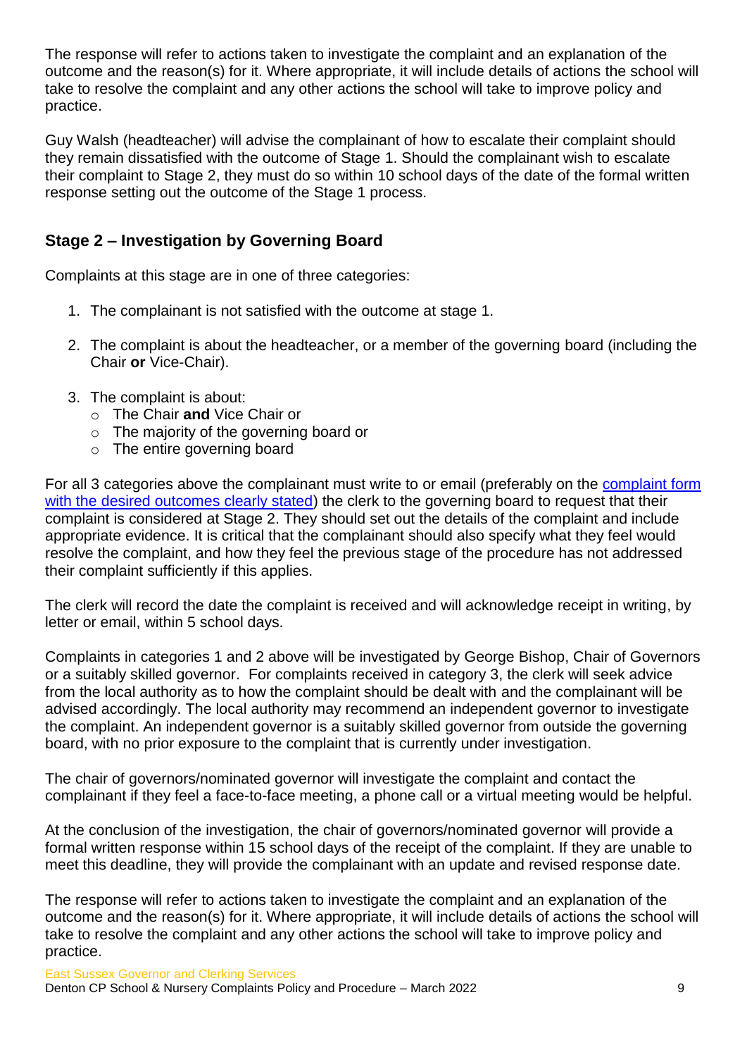The response will refer to actions taken to investigate the complaint and an explanation of the outcome and the reason(s) for it. Where appropriate, it will include details of actions the school will take to resolve the complaint and any other actions the school will take to improve policy and practice.

Guy Walsh (headteacher) will advise the complainant of how to escalate their complaint should they remain dissatisfied with the outcome of Stage 1. Should the complainant wish to escalate their complaint to Stage 2, they must do so within 10 school days of the date of the formal written response setting out the outcome of the Stage 1 process.

## Stage 2 – Investigation by Governing Board

Complaints at this stage are in one of three categories:

1. The complainant is not satisfied with the outcome at stage 1.

2. The complaint is about the headteacher, or a member of the governing board (including the Chair **or** Vice-Chair).

3. The complaint is about:
   - The Chair **and** Vice Chair or
   - The majority of the governing board or
   - The entire governing board

For all 3 categories above the complainant must write to or email (preferably on the complaint form with the desired outcomes clearly stated) the clerk to the governing board to request that their complaint is considered at Stage 2. They should set out the details of the complaint and include appropriate evidence. It is critical that the complainant should also specify what they feel would resolve the complaint, and how they feel the previous stage of the procedure has not addressed their complaint sufficiently if this applies.

The clerk will record the date the complaint is received and will acknowledge receipt in writing, by letter or email, within 5 school days.

Complaints in categories 1 and 2 above will be investigated by George Bishop, Chair of Governors or a suitably skilled governor. For complaints received in category 3, the clerk will seek advice from the local authority as to how the complaint should be dealt with and the complainant will be advised accordingly. The local authority may recommend an independent governor to investigate the complaint. An independent governor is a suitably skilled governor from outside the governing board, with no prior exposure to the complaint that is currently under investigation.

The chair of governors/nominated governor will investigate the complaint and contact the complainant if they feel a face-to-face meeting, a phone call or a virtual meeting would be helpful.

At the conclusion of the investigation, the chair of governors/nominated governor will provide a formal written response within 15 school days of the receipt of the complaint. If they are unable to meet this deadline, they will provide the complainant with an update and revised response date.

The response will refer to actions taken to investigate the complaint and an explanation of the outcome and the reason(s) for it. Where appropriate, it will include details of actions the school will take to resolve the complaint and any other actions the school will take to improve policy and practice.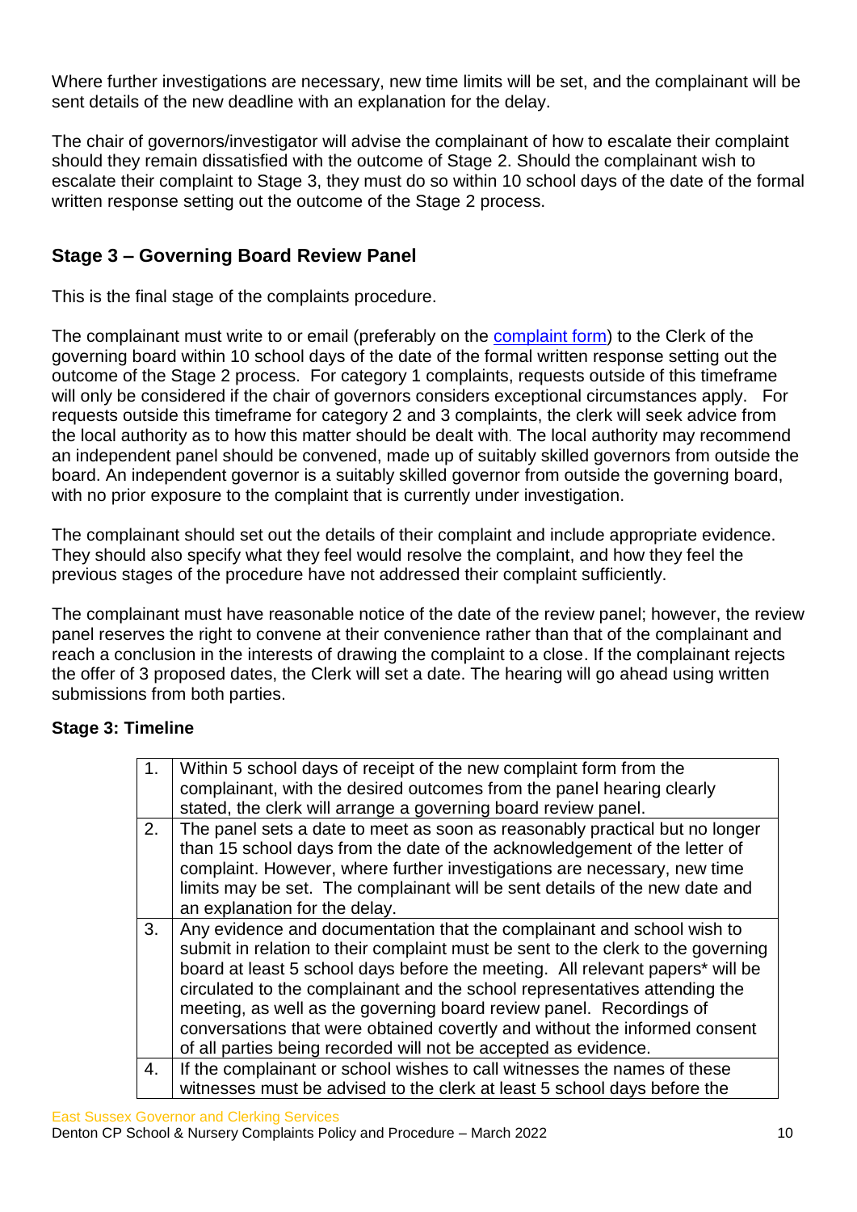Where further investigations are necessary, new time limits will be set, and the complainant will be sent details of the new deadline with an explanation for the delay.

The chair of governors/investigator will advise the complainant of how to escalate their complaint should they remain dissatisfied with the outcome of Stage 2. Should the complainant wish to escalate their complaint to Stage 3, they must do so within 10 school days of the date of the formal written response setting out the outcome of the Stage 2 process.

## Stage 3 – Governing Board Review Panel

This is the final stage of the complaints procedure.

The complainant must write to or email (preferably on the complaint form) to the Clerk of the governing board within 10 school days of the date of the formal written response setting out the outcome of the Stage 2 process. For category 1 complaints, requests outside of this timeframe will only be considered if the chair of governors considers exceptional circumstances apply. For requests outside this timeframe for category 2 and 3 complaints, the clerk will seek advice from the local authority as to how this matter should be dealt with. The local authority may recommend an independent panel should be convened, made up of suitably skilled governors from outside the board. An independent governor is a suitably skilled governor from outside the governing board, with no prior exposure to the complaint that is currently under investigation.

The complainant should set out the details of their complaint and include appropriate evidence. They should also specify what they feel would resolve the complaint, and how they feel the previous stages of the procedure have not addressed their complaint sufficiently.

The complainant must have reasonable notice of the date of the review panel; however, the review panel reserves the right to convene at their convenience rather than that of the complainant and reach a conclusion in the interests of drawing the complaint to a close. If the complainant rejects the offer of 3 proposed dates, the Clerk will set a date. The hearing will go ahead using written submissions from both parties.

**Stage 3: Timeline**

| | |
|---|---|
| 1. | Within 5 school days of receipt of the new complaint form from the complainant, with the desired outcomes from the panel hearing clearly stated, the clerk will arrange a governing board review panel. |
| 2. | The panel sets a date to meet as soon as reasonably practical but no longer than 15 school days from the date of the acknowledgement of the letter of complaint. However, where further investigations are necessary, new time limits may be set. The complainant will be sent details of the new date and an explanation for the delay. |
| 3. | Any evidence and documentation that the complainant and school wish to submit in relation to their complaint must be sent to the clerk to the governing board at least 5 school days before the meeting. All relevant papers* will be circulated to the complainant and the school representatives attending the meeting, as well as the governing board review panel. Recordings of conversations that were obtained covertly and without the informed consent of all parties being recorded will not be accepted as evidence. |
| 4. | If the complainant or school wishes to call witnesses the names of these witnesses must be advised to the clerk at least 5 school days before the |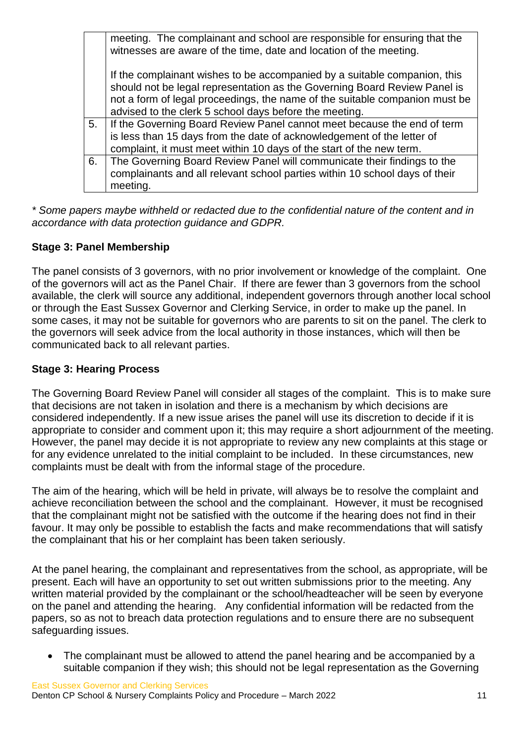| | |
|---|---|
| | meeting. The complainant and school are responsible for ensuring that the witnesses are aware of the time, date and location of the meeting.<br><br>If the complainant wishes to be accompanied by a suitable companion, this should not be legal representation as the Governing Board Review Panel is not a form of legal proceedings, the name of the suitable companion must be advised to the clerk 5 school days before the meeting. |
| 5. | If the Governing Board Review Panel cannot meet because the end of term is less than 15 days from the date of acknowledgement of the letter of complaint, it must meet within 10 days of the start of the new term. |
| 6. | The Governing Board Review Panel will communicate their findings to the complainants and all relevant school parties within 10 school days of their meeting. |

*\* Some papers maybe withheld or redacted due to the confidential nature of the content and in accordance with data protection guidance and GDPR.*

**Stage 3: Panel Membership**

The panel consists of 3 governors, with no prior involvement or knowledge of the complaint. One of the governors will act as the Panel Chair. If there are fewer than 3 governors from the school available, the clerk will source any additional, independent governors through another local school or through the East Sussex Governor and Clerking Service, in order to make up the panel. In some cases, it may not be suitable for governors who are parents to sit on the panel. The clerk to the governors will seek advice from the local authority in those instances, which will then be communicated back to all relevant parties.

**Stage 3: Hearing Process**

The Governing Board Review Panel will consider all stages of the complaint. This is to make sure that decisions are not taken in isolation and there is a mechanism by which decisions are considered independently. If a new issue arises the panel will use its discretion to decide if it is appropriate to consider and comment upon it; this may require a short adjournment of the meeting. However, the panel may decide it is not appropriate to review any new complaints at this stage or for any evidence unrelated to the initial complaint to be included. In these circumstances, new complaints must be dealt with from the informal stage of the procedure.

The aim of the hearing, which will be held in private, will always be to resolve the complaint and achieve reconciliation between the school and the complainant. However, it must be recognised that the complainant might not be satisfied with the outcome if the hearing does not find in their favour. It may only be possible to establish the facts and make recommendations that will satisfy the complainant that his or her complaint has been taken seriously.

At the panel hearing, the complainant and representatives from the school, as appropriate, will be present. Each will have an opportunity to set out written submissions prior to the meeting. Any written material provided by the complainant or the school/headteacher will be seen by everyone on the panel and attending the hearing. Any confidential information will be redacted from the papers, so as not to breach data protection regulations and to ensure there are no subsequent safeguarding issues.

- The complainant must be allowed to attend the panel hearing and be accompanied by a suitable companion if they wish; this should not be legal representation as the Governing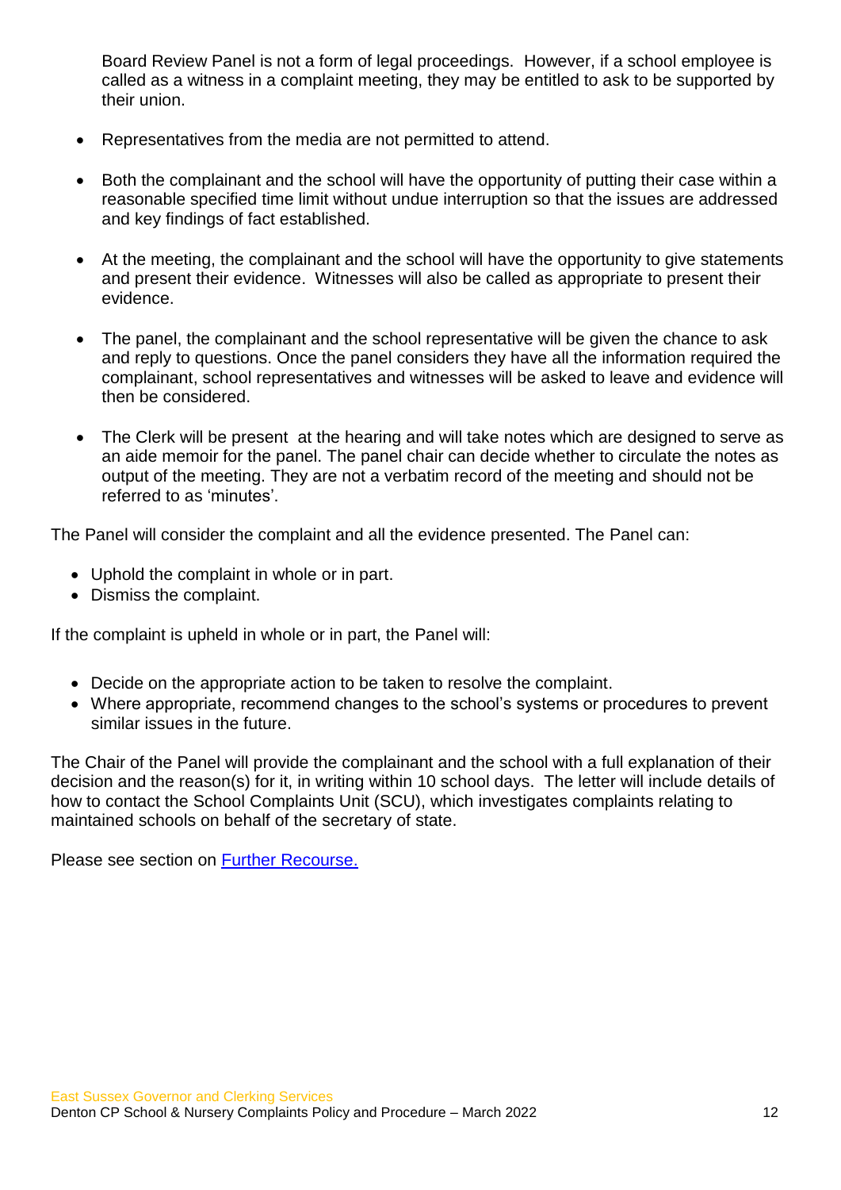Board Review Panel is not a form of legal proceedings.  However, if a school employee is called as a witness in a complaint meeting, they may be entitled to ask to be supported by their union.

- Representatives from the media are not permitted to attend.

- Both the complainant and the school will have the opportunity of putting their case within a reasonable specified time limit without undue interruption so that the issues are addressed and key findings of fact established.

- At the meeting, the complainant and the school will have the opportunity to give statements and present their evidence.  Witnesses will also be called as appropriate to present their evidence.

- The panel, the complainant and the school representative will be given the chance to ask and reply to questions. Once the panel considers they have all the information required the complainant, school representatives and witnesses will be asked to leave and evidence will then be considered.

- The Clerk will be present  at the hearing and will take notes which are designed to serve as an aide memoir for the panel. The panel chair can decide whether to circulate the notes as output of the meeting. They are not a verbatim record of the meeting and should not be referred to as 'minutes'.

The Panel will consider the complaint and all the evidence presented. The Panel can:

- Uphold the complaint in whole or in part.
- Dismiss the complaint.

If the complaint is upheld in whole or in part, the Panel will:

- Decide on the appropriate action to be taken to resolve the complaint.
- Where appropriate, recommend changes to the school's systems or procedures to prevent similar issues in the future.

The Chair of the Panel will provide the complainant and the school with a full explanation of their decision and the reason(s) for it, in writing within 10 school days.  The letter will include details of how to contact the School Complaints Unit (SCU), which investigates complaints relating to maintained schools on behalf of the secretary of state.

Please see section on Further Recourse.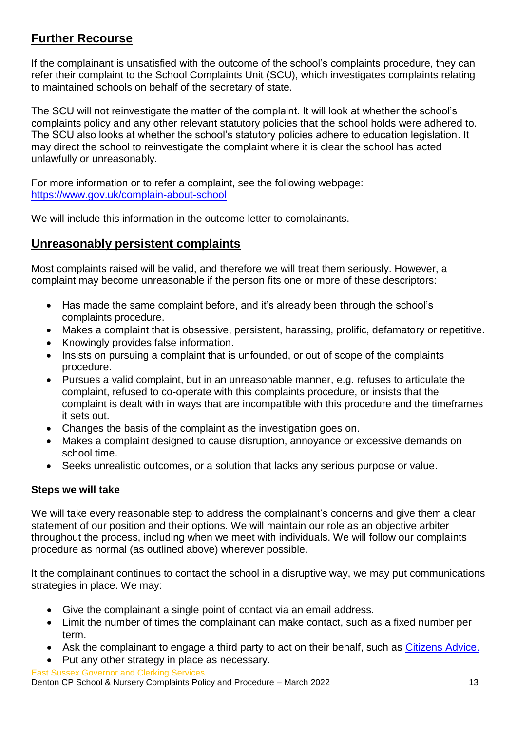## Further Recourse

If the complainant is unsatisfied with the outcome of the school's complaints procedure, they can refer their complaint to the School Complaints Unit (SCU), which investigates complaints relating to maintained schools on behalf of the secretary of state.

The SCU will not reinvestigate the matter of the complaint. It will look at whether the school's complaints policy and any other relevant statutory policies that the school holds were adhered to. The SCU also looks at whether the school's statutory policies adhere to education legislation. It may direct the school to reinvestigate the complaint where it is clear the school has acted unlawfully or unreasonably.

For more information or to refer a complaint, see the following webpage: [https://www.gov.uk/complain-about-school](https://www.gov.uk/complain-about-school)

We will include this information in the outcome letter to complainants.

## Unreasonably persistent complaints

Most complaints raised will be valid, and therefore we will treat them seriously. However, a complaint may become unreasonable if the person fits one or more of these descriptors:

- Has made the same complaint before, and it's already been through the school's complaints procedure.
- Makes a complaint that is obsessive, persistent, harassing, prolific, defamatory or repetitive.
- Knowingly provides false information.
- Insists on pursuing a complaint that is unfounded, or out of scope of the complaints procedure.
- Pursues a valid complaint, but in an unreasonable manner, e.g. refuses to articulate the complaint, refused to co-operate with this complaints procedure, or insists that the complaint is dealt with in ways that are incompatible with this procedure and the timeframes it sets out.
- Changes the basis of the complaint as the investigation goes on.
- Makes a complaint designed to cause disruption, annoyance or excessive demands on school time.
- Seeks unrealistic outcomes, or a solution that lacks any serious purpose or value.

**Steps we will take**

We will take every reasonable step to address the complainant's concerns and give them a clear statement of our position and their options. We will maintain our role as an objective arbiter throughout the process, including when we meet with individuals. We will follow our complaints procedure as normal (as outlined above) wherever possible.

It the complainant continues to contact the school in a disruptive way, we may put communications strategies in place. We may:

- Give the complainant a single point of contact via an email address.
- Limit the number of times the complainant can make contact, such as a fixed number per term.
- Ask the complainant to engage a third party to act on their behalf, such as [Citizens Advice.]()
- Put any other strategy in place as necessary.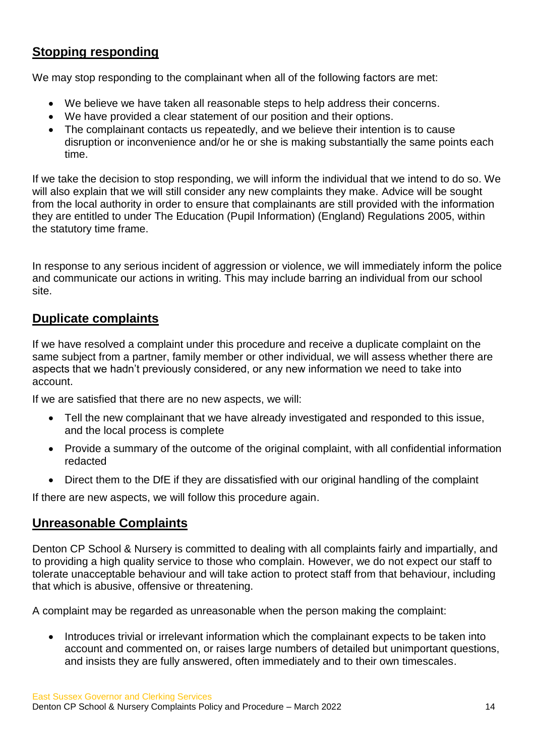## Stopping responding

We may stop responding to the complainant when all of the following factors are met:

- We believe we have taken all reasonable steps to help address their concerns.
- We have provided a clear statement of our position and their options.
- The complainant contacts us repeatedly, and we believe their intention is to cause disruption or inconvenience and/or he or she is making substantially the same points each time.

If we take the decision to stop responding, we will inform the individual that we intend to do so. We will also explain that we will still consider any new complaints they make. Advice will be sought from the local authority in order to ensure that complainants are still provided with the information they are entitled to under The Education (Pupil Information) (England) Regulations 2005, within the statutory time frame.

In response to any serious incident of aggression or violence, we will immediately inform the police and communicate our actions in writing. This may include barring an individual from our school site.

## Duplicate complaints

If we have resolved a complaint under this procedure and receive a duplicate complaint on the same subject from a partner, family member or other individual, we will assess whether there are aspects that we hadn't previously considered, or any new information we need to take into account.

If we are satisfied that there are no new aspects, we will:

- Tell the new complainant that we have already investigated and responded to this issue, and the local process is complete
- Provide a summary of the outcome of the original complaint, with all confidential information redacted
- Direct them to the DfE if they are dissatisfied with our original handling of the complaint

If there are new aspects, we will follow this procedure again.

## Unreasonable Complaints

Denton CP School & Nursery is committed to dealing with all complaints fairly and impartially, and to providing a high quality service to those who complain. However, we do not expect our staff to tolerate unacceptable behaviour and will take action to protect staff from that behaviour, including that which is abusive, offensive or threatening.

A complaint may be regarded as unreasonable when the person making the complaint:

- Introduces trivial or irrelevant information which the complainant expects to be taken into account and commented on, or raises large numbers of detailed but unimportant questions, and insists they are fully answered, often immediately and to their own timescales.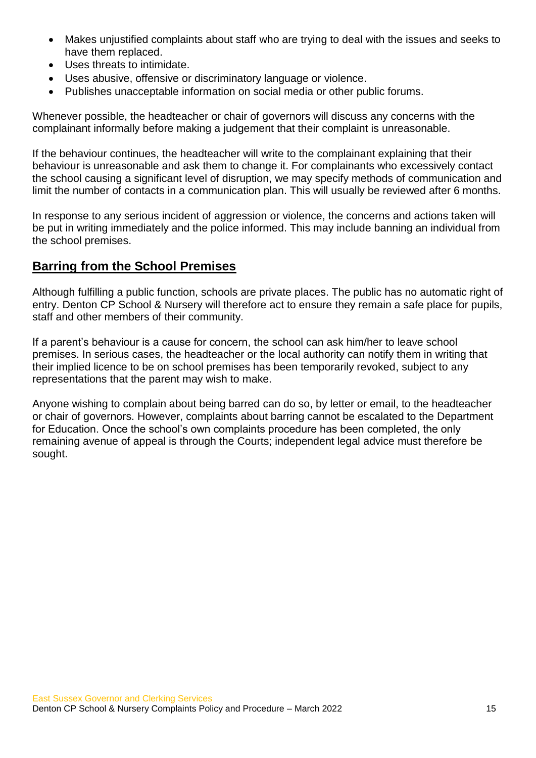- Makes unjustified complaints about staff who are trying to deal with the issues and seeks to have them replaced.
- Uses threats to intimidate.
- Uses abusive, offensive or discriminatory language or violence.
- Publishes unacceptable information on social media or other public forums.

Whenever possible, the headteacher or chair of governors will discuss any concerns with the complainant informally before making a judgement that their complaint is unreasonable.

If the behaviour continues, the headteacher will write to the complainant explaining that their behaviour is unreasonable and ask them to change it. For complainants who excessively contact the school causing a significant level of disruption, we may specify methods of communication and limit the number of contacts in a communication plan. This will usually be reviewed after 6 months.

In response to any serious incident of aggression or violence, the concerns and actions taken will be put in writing immediately and the police informed. This may include banning an individual from the school premises.

## Barring from the School Premises

Although fulfilling a public function, schools are private places. The public has no automatic right of entry. Denton CP School & Nursery will therefore act to ensure they remain a safe place for pupils, staff and other members of their community.

If a parent's behaviour is a cause for concern, the school can ask him/her to leave school premises. In serious cases, the headteacher or the local authority can notify them in writing that their implied licence to be on school premises has been temporarily revoked, subject to any representations that the parent may wish to make.

Anyone wishing to complain about being barred can do so, by letter or email, to the headteacher or chair of governors. However, complaints about barring cannot be escalated to the Department for Education. Once the school's own complaints procedure has been completed, the only remaining avenue of appeal is through the Courts; independent legal advice must therefore be sought.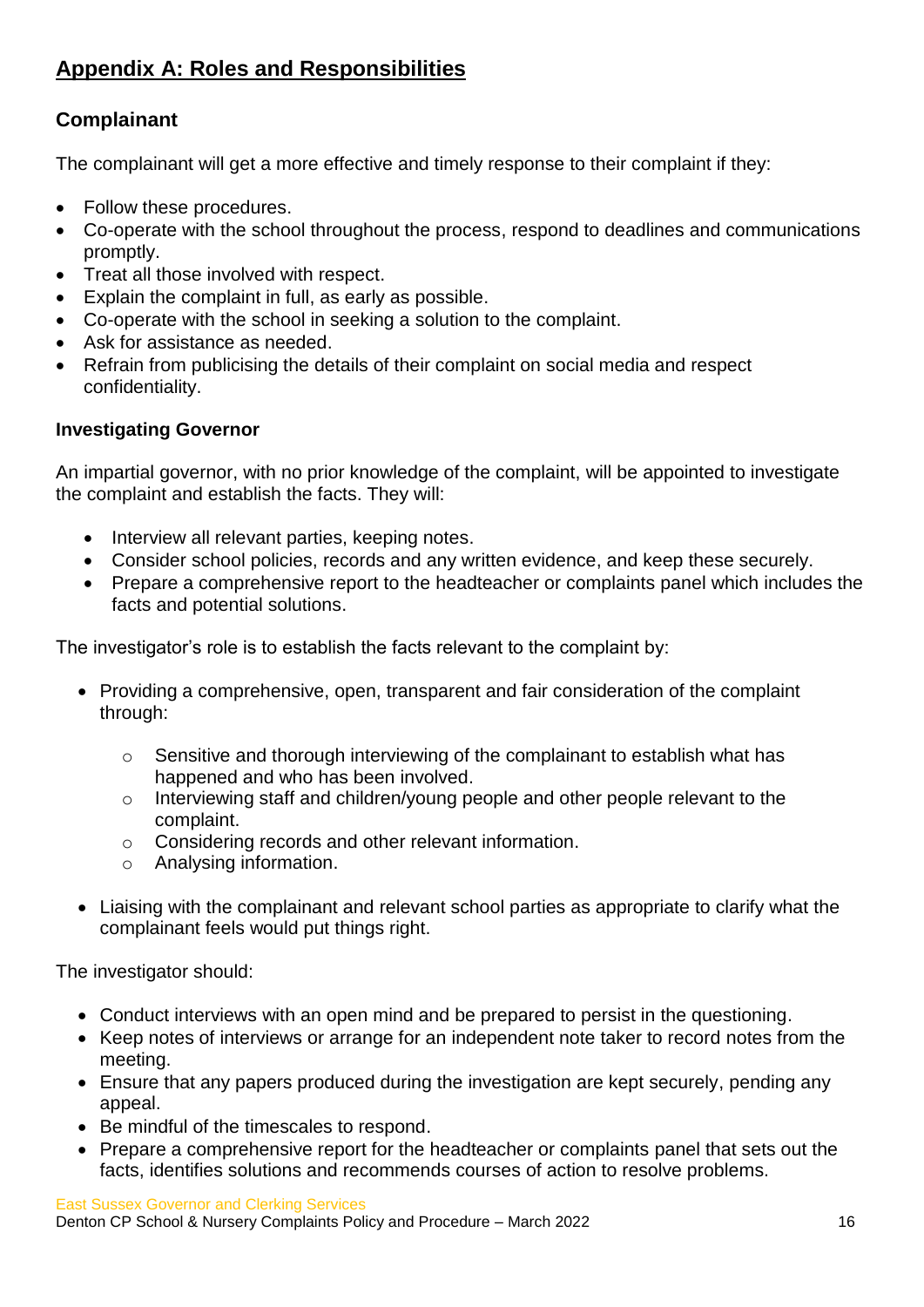## Appendix A: Roles and Responsibilities

### Complainant

The complainant will get a more effective and timely response to their complaint if they:

- Follow these procedures.
- Co-operate with the school throughout the process, respond to deadlines and communications promptly.
- Treat all those involved with respect.
- Explain the complaint in full, as early as possible.
- Co-operate with the school in seeking a solution to the complaint.
- Ask for assistance as needed.
- Refrain from publicising the details of their complaint on social media and respect confidentiality.

#### Investigating Governor

An impartial governor, with no prior knowledge of the complaint, will be appointed to investigate the complaint and establish the facts. They will:

- Interview all relevant parties, keeping notes.
- Consider school policies, records and any written evidence, and keep these securely.
- Prepare a comprehensive report to the headteacher or complaints panel which includes the facts and potential solutions.

The investigator's role is to establish the facts relevant to the complaint by:

- Providing a comprehensive, open, transparent and fair consideration of the complaint through:
  - Sensitive and thorough interviewing of the complainant to establish what has happened and who has been involved.
  - Interviewing staff and children/young people and other people relevant to the complaint.
  - Considering records and other relevant information.
  - Analysing information.
- Liaising with the complainant and relevant school parties as appropriate to clarify what the complainant feels would put things right.

The investigator should:

- Conduct interviews with an open mind and be prepared to persist in the questioning.
- Keep notes of interviews or arrange for an independent note taker to record notes from the meeting.
- Ensure that any papers produced during the investigation are kept securely, pending any appeal.
- Be mindful of the timescales to respond.
- Prepare a comprehensive report for the headteacher or complaints panel that sets out the facts, identifies solutions and recommends courses of action to resolve problems.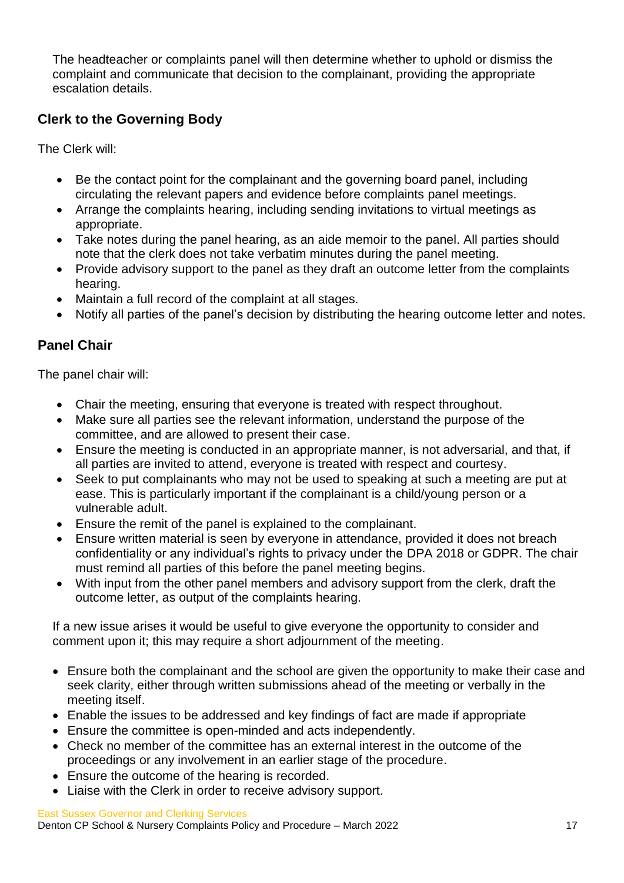The headteacher or complaints panel will then determine whether to uphold or dismiss the complaint and communicate that decision to the complainant, providing the appropriate escalation details.

### Clerk to the Governing Body

The Clerk will:

- Be the contact point for the complainant and the governing board panel, including circulating the relevant papers and evidence before complaints panel meetings.
- Arrange the complaints hearing, including sending invitations to virtual meetings as appropriate.
- Take notes during the panel hearing, as an aide memoir to the panel. All parties should note that the clerk does not take verbatim minutes during the panel meeting.
- Provide advisory support to the panel as they draft an outcome letter from the complaints hearing.
- Maintain a full record of the complaint at all stages.
- Notify all parties of the panel's decision by distributing the hearing outcome letter and notes.

### Panel Chair

The panel chair will:

- Chair the meeting, ensuring that everyone is treated with respect throughout.
- Make sure all parties see the relevant information, understand the purpose of the committee, and are allowed to present their case.
- Ensure the meeting is conducted in an appropriate manner, is not adversarial, and that, if all parties are invited to attend, everyone is treated with respect and courtesy.
- Seek to put complainants who may not be used to speaking at such a meeting are put at ease. This is particularly important if the complainant is a child/young person or a vulnerable adult.
- Ensure the remit of the panel is explained to the complainant.
- Ensure written material is seen by everyone in attendance, provided it does not breach confidentiality or any individual's rights to privacy under the DPA 2018 or GDPR. The chair must remind all parties of this before the panel meeting begins.
- With input from the other panel members and advisory support from the clerk, draft the outcome letter, as output of the complaints hearing.

If a new issue arises it would be useful to give everyone the opportunity to consider and comment upon it; this may require a short adjournment of the meeting.

- Ensure both the complainant and the school are given the opportunity to make their case and seek clarity, either through written submissions ahead of the meeting or verbally in the meeting itself.
- Enable the issues to be addressed and key findings of fact are made if appropriate
- Ensure the committee is open-minded and acts independently.
- Check no member of the committee has an external interest in the outcome of the proceedings or any involvement in an earlier stage of the procedure.
- Ensure the outcome of the hearing is recorded.
- Liaise with the Clerk in order to receive advisory support.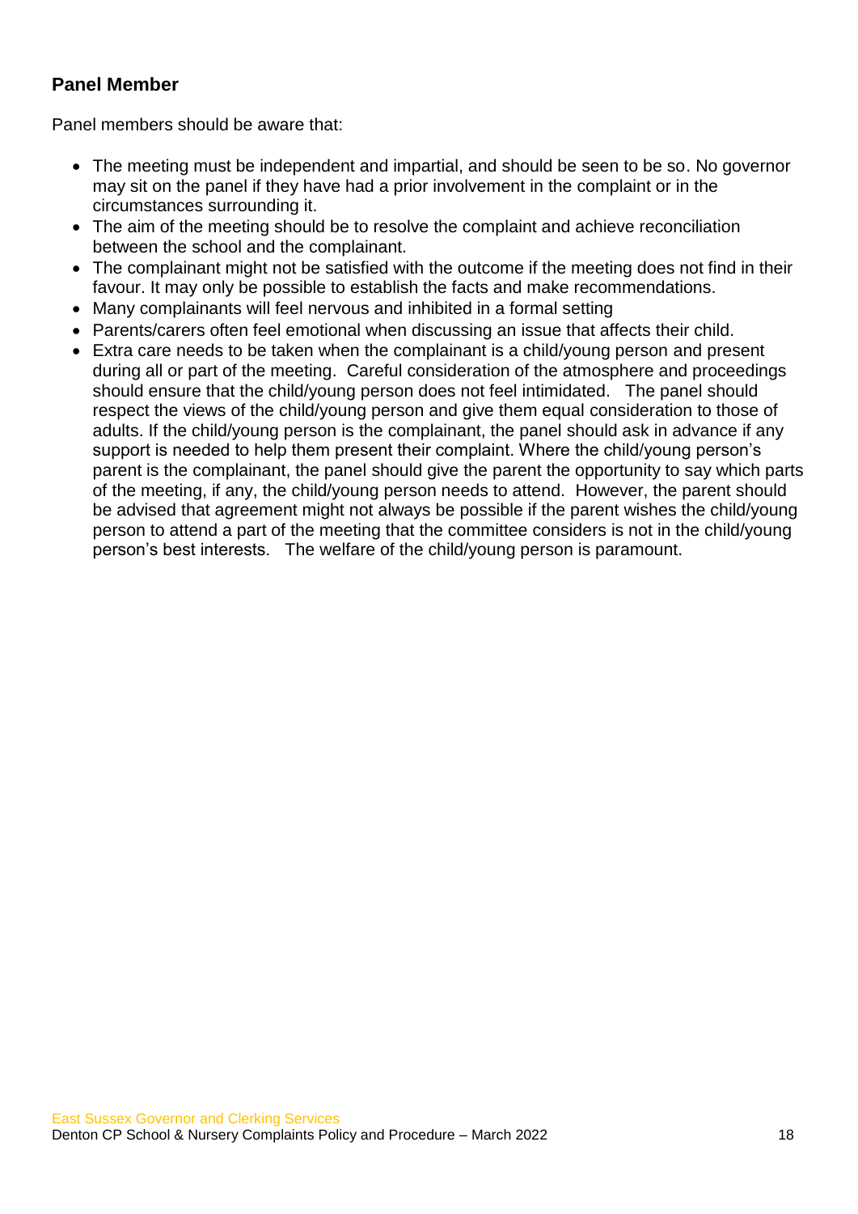## Panel Member

Panel members should be aware that:

- The meeting must be independent and impartial, and should be seen to be so. No governor may sit on the panel if they have had a prior involvement in the complaint or in the circumstances surrounding it.
- The aim of the meeting should be to resolve the complaint and achieve reconciliation between the school and the complainant.
- The complainant might not be satisfied with the outcome if the meeting does not find in their favour. It may only be possible to establish the facts and make recommendations.
- Many complainants will feel nervous and inhibited in a formal setting
- Parents/carers often feel emotional when discussing an issue that affects their child.
- Extra care needs to be taken when the complainant is a child/young person and present during all or part of the meeting. Careful consideration of the atmosphere and proceedings should ensure that the child/young person does not feel intimidated. The panel should respect the views of the child/young person and give them equal consideration to those of adults. If the child/young person is the complainant, the panel should ask in advance if any support is needed to help them present their complaint. Where the child/young person's parent is the complainant, the panel should give the parent the opportunity to say which parts of the meeting, if any, the child/young person needs to attend. However, the parent should be advised that agreement might not always be possible if the parent wishes the child/young person to attend a part of the meeting that the committee considers is not in the child/young person's best interests. The welfare of the child/young person is paramount.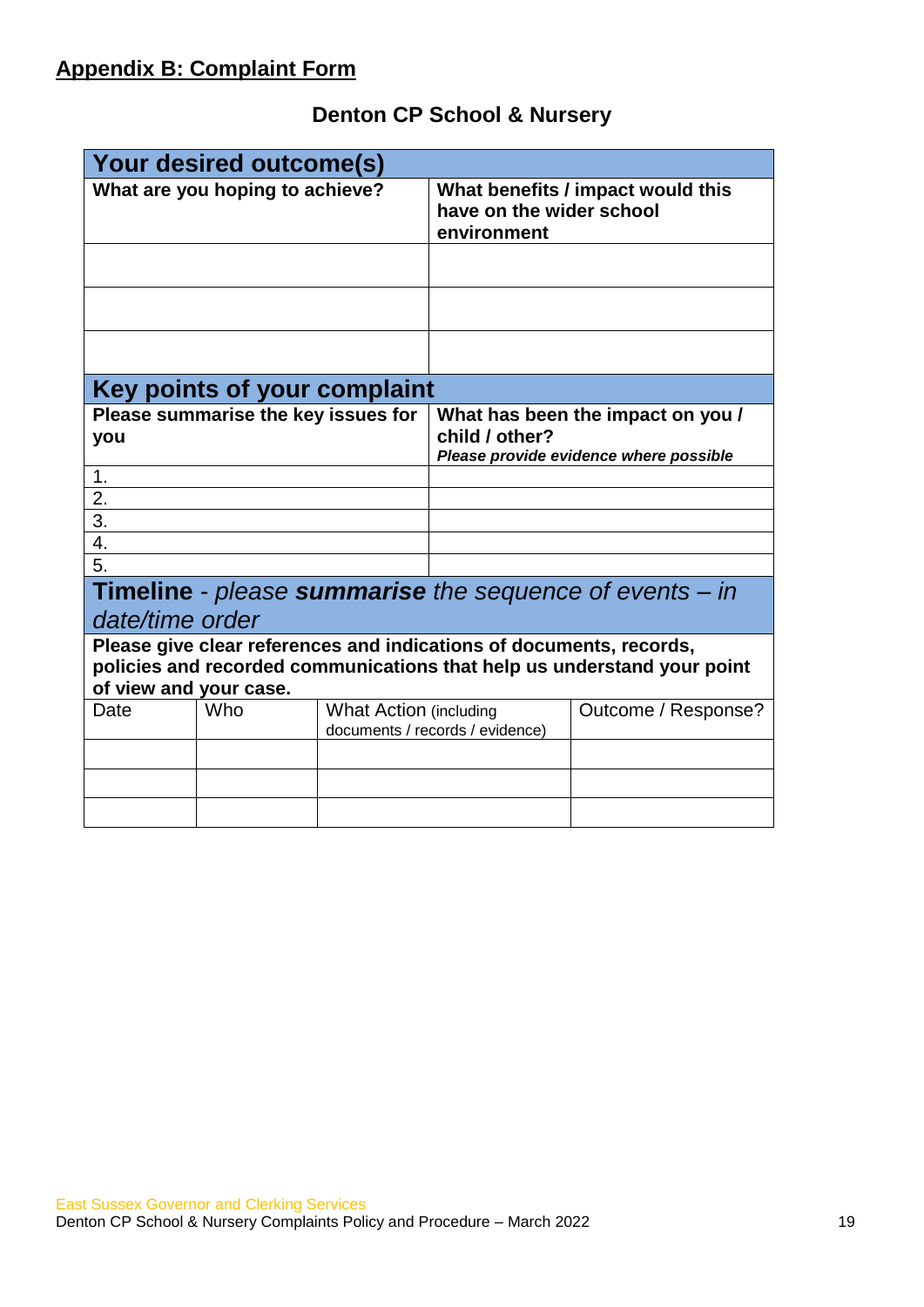## Appendix B: Complaint Form

### Denton CP School & Nursery

**Your desired outcome(s)**

| **What are you hoping to achieve?** | **What benefits / impact would this have on the wider school environment** |
|---|---|
| | |
| | |
| | |

**Key points of your complaint**

| **Please summarise the key issues for you** | **What has been the impact on you / child / other?** ***Please provide evidence where possible*** |
|---|---|
| 1. | |
| 2. | |
| 3. | |
| 4. | |
| 5. | |

**Timeline** - *please* ***summarise*** *the sequence of events – in date/time order*

**Please give clear references and indications of documents, records, policies and recorded communications that help us understand your point of view and your case.**

| Date | Who | What Action (including documents / records / evidence) | Outcome / Response? |
|---|---|---|---|
| | | | |
| | | | |
| | | | |

East Sussex Governor and Clerking Services
Denton CP School & Nursery Complaints Policy and Procedure – March 2022